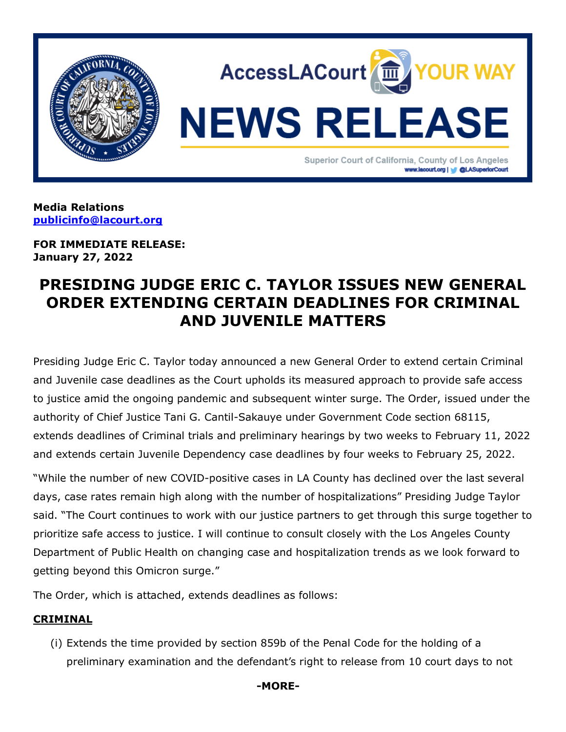**Media Relations**
**publicinfo@lacourt.org**

**FOR IMMEDIATE RELEASE:**
**January 27, 2022**

# PRESIDING JUDGE ERIC C. TAYLOR ISSUES NEW GENERAL ORDER EXTENDING CERTAIN DEADLINES FOR CRIMINAL AND JUVENILE MATTERS

Presiding Judge Eric C. Taylor today announced a new General Order to extend certain Criminal and Juvenile case deadlines as the Court upholds its measured approach to provide safe access to justice amid the ongoing pandemic and subsequent winter surge. The Order, issued under the authority of Chief Justice Tani G. Cantil-Sakauye under Government Code section 68115, extends deadlines of Criminal trials and preliminary hearings by two weeks to February 11, 2022 and extends certain Juvenile Dependency case deadlines by four weeks to February 25, 2022.

"While the number of new COVID-positive cases in LA County has declined over the last several days, case rates remain high along with the number of hospitalizations" Presiding Judge Taylor said. "The Court continues to work with our justice partners to get through this surge together to prioritize safe access to justice. I will continue to consult closely with the Los Angeles County Department of Public Health on changing case and hospitalization trends as we look forward to getting beyond this Omicron surge."

The Order, which is attached, extends deadlines as follows:

**CRIMINAL**

(i) Extends the time provided by section 859b of the Penal Code for the holding of a preliminary examination and the defendant's right to release from 10 court days to not

**-MORE-**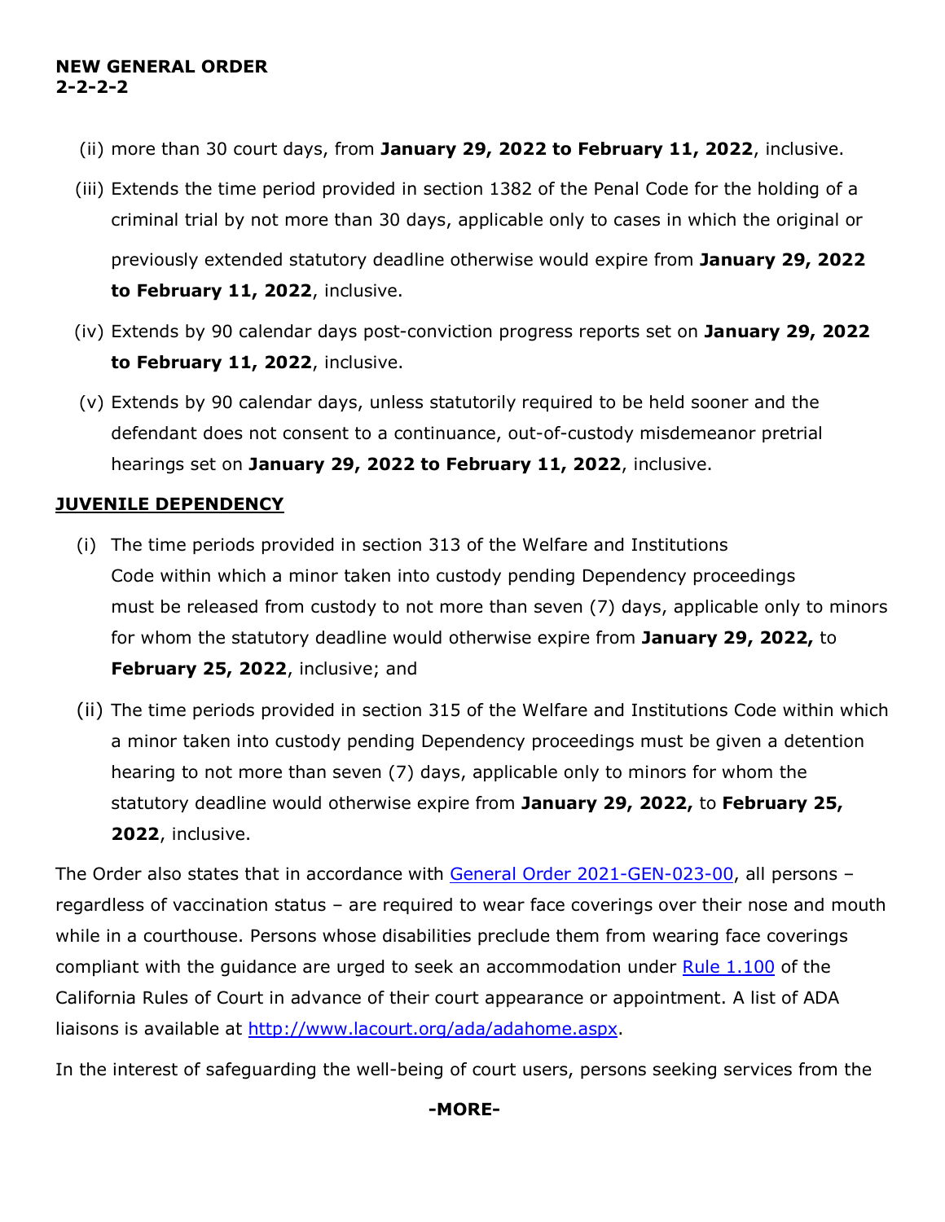(ii) more than 30 court days, from **January 29, 2022 to February 11, 2022**, inclusive.

(iii) Extends the time period provided in section 1382 of the Penal Code for the holding of a criminal trial by not more than 30 days, applicable only to cases in which the original or previously extended statutory deadline otherwise would expire from **January 29, 2022 to February 11, 2022**, inclusive.

(iv) Extends by 90 calendar days post-conviction progress reports set on **January 29, 2022 to February 11, 2022**, inclusive.

(v) Extends by 90 calendar days, unless statutorily required to be held sooner and the defendant does not consent to a continuance, out-of-custody misdemeanor pretrial hearings set on **January 29, 2022 to February 11, 2022**, inclusive.

**JUVENILE DEPENDENCY**

(i) The time periods provided in section 313 of the Welfare and Institutions Code within which a minor taken into custody pending Dependency proceedings must be released from custody to not more than seven (7) days, applicable only to minors for whom the statutory deadline would otherwise expire from **January 29, 2022,** to **February 25, 2022**, inclusive; and

(ii) The time periods provided in section 315 of the Welfare and Institutions Code within which a minor taken into custody pending Dependency proceedings must be given a detention hearing to not more than seven (7) days, applicable only to minors for whom the statutory deadline would otherwise expire from **January 29, 2022,** to **February 25, 2022**, inclusive.

The Order also states that in accordance with General Order 2021-GEN-023-00, all persons – regardless of vaccination status – are required to wear face coverings over their nose and mouth while in a courthouse. Persons whose disabilities preclude them from wearing face coverings compliant with the guidance are urged to seek an accommodation under Rule 1.100 of the California Rules of Court in advance of their court appearance or appointment. A list of ADA liaisons is available at http://www.lacourt.org/ada/adahome.aspx.

In the interest of safeguarding the well-being of court users, persons seeking services from the

**-MORE-**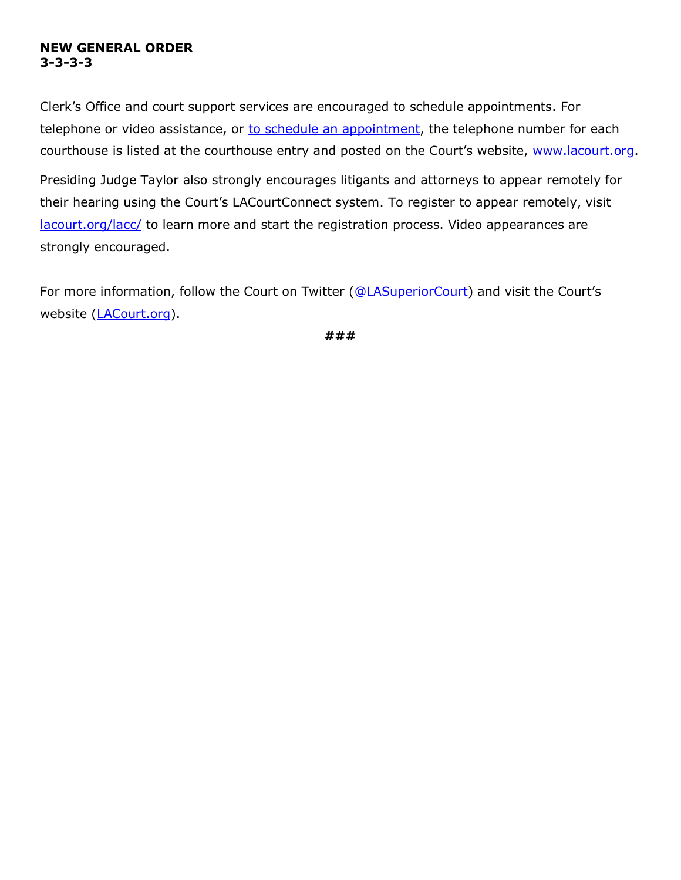**NEW GENERAL ORDER**
**3-3-3-3**

Clerk's Office and court support services are encouraged to schedule appointments. For telephone or video assistance, or to schedule an appointment, the telephone number for each courthouse is listed at the courthouse entry and posted on the Court's website, www.lacourt.org.

Presiding Judge Taylor also strongly encourages litigants and attorneys to appear remotely for their hearing using the Court's LACourtConnect system. To register to appear remotely, visit lacourt.org/lacc/ to learn more and start the registration process. Video appearances are strongly encouraged.

For more information, follow the Court on Twitter (@LASuperiorCourt) and visit the Court's website (LACourt.org).

###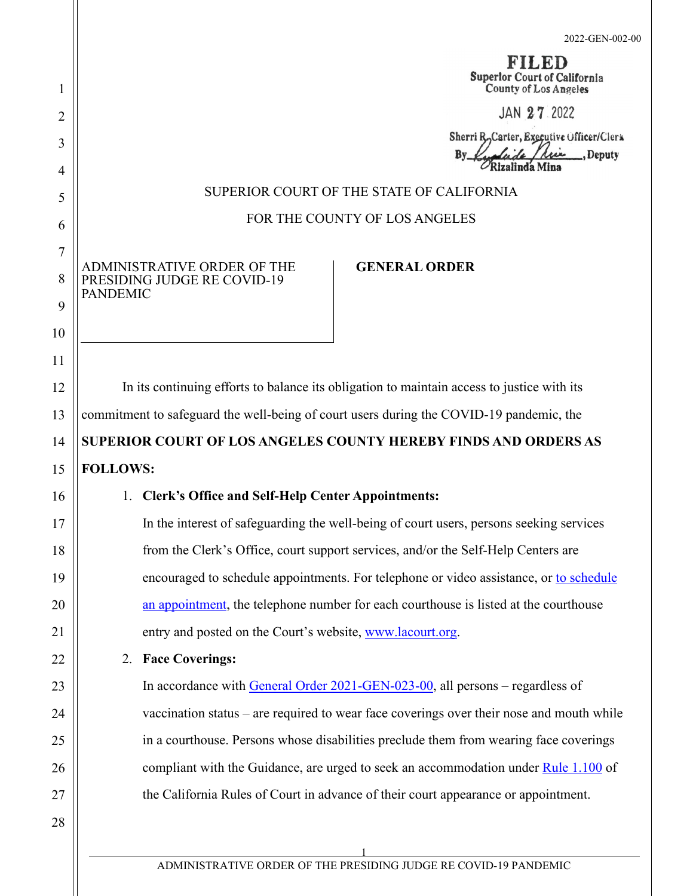2022-GEN-002-00

**FILED**
Superior Court of California
County of Los Angeles

JAN 27 2022

Sherri R. Carter, Executive Officer/Clerk
By Rizalinda Mina, Deputy

SUPERIOR COURT OF THE STATE OF CALIFORNIA

FOR THE COUNTY OF LOS ANGELES

| ADMINISTRATIVE ORDER OF THE PRESIDING JUDGE RE COVID-19 PANDEMIC | **GENERAL ORDER** |
| --- | --- |

In its continuing efforts to balance its obligation to maintain access to justice with its commitment to safeguard the well-being of court users during the COVID-19 pandemic, the **SUPERIOR COURT OF LOS ANGELES COUNTY HEREBY FINDS AND ORDERS AS FOLLOWS:**

1. **Clerk's Office and Self-Help Center Appointments:**

   In the interest of safeguarding the well-being of court users, persons seeking services from the Clerk's Office, court support services, and/or the Self-Help Centers are encouraged to schedule appointments. For telephone or video assistance, or to schedule an appointment, the telephone number for each courthouse is listed at the courthouse entry and posted on the Court's website, www.lacourt.org.

2. **Face Coverings:**

   In accordance with General Order 2021-GEN-023-00, all persons – regardless of vaccination status – are required to wear face coverings over their nose and mouth while in a courthouse. Persons whose disabilities preclude them from wearing face coverings compliant with the Guidance, are urged to seek an accommodation under Rule 1.100 of the California Rules of Court in advance of their court appearance or appointment.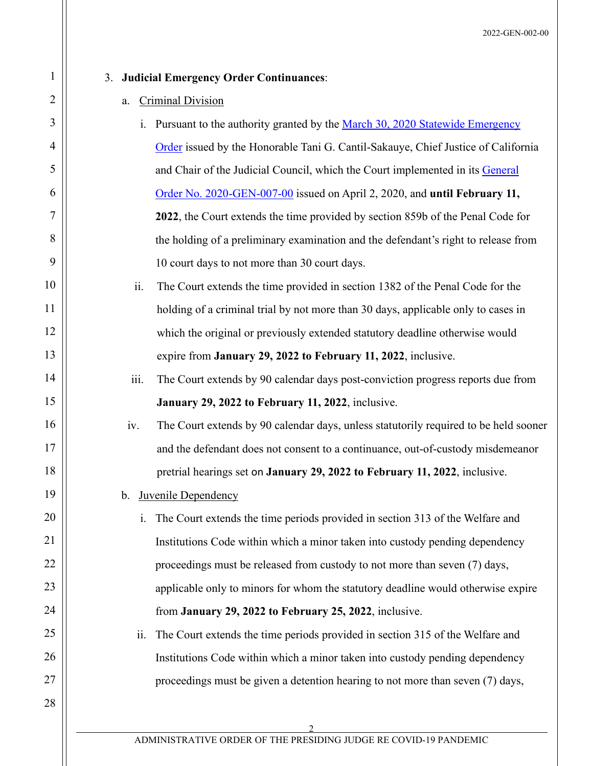3. **Judicial Emergency Order Continuances**:

   a. Criminal Division

      i. Pursuant to the authority granted by the [March 30, 2020 Statewide Emergency Order]() issued by the Honorable Tani G. Cantil-Sakauye, Chief Justice of California and Chair of the Judicial Council, which the Court implemented in its [General Order No. 2020-GEN-007-00]() issued on April 2, 2020, and **until February 11, 2022**, the Court extends the time provided by section 859b of the Penal Code for the holding of a preliminary examination and the defendant's right to release from 10 court days to not more than 30 court days.

      ii. The Court extends the time provided in section 1382 of the Penal Code for the holding of a criminal trial by not more than 30 days, applicable only to cases in which the original or previously extended statutory deadline otherwise would expire from **January 29, 2022 to February 11, 2022**, inclusive.

      iii. The Court extends by 90 calendar days post-conviction progress reports due from **January 29, 2022 to February 11, 2022**, inclusive.

      iv. The Court extends by 90 calendar days, unless statutorily required to be held sooner and the defendant does not consent to a continuance, out-of-custody misdemeanor pretrial hearings set on **January 29, 2022 to February 11, 2022**, inclusive.

   b. Juvenile Dependency

      i. The Court extends the time periods provided in section 313 of the Welfare and Institutions Code within which a minor taken into custody pending dependency proceedings must be released from custody to not more than seven (7) days, applicable only to minors for whom the statutory deadline would otherwise expire from **January 29, 2022 to February 25, 2022**, inclusive.

      ii. The Court extends the time periods provided in section 315 of the Welfare and Institutions Code within which a minor taken into custody pending dependency proceedings must be given a detention hearing to not more than seven (7) days,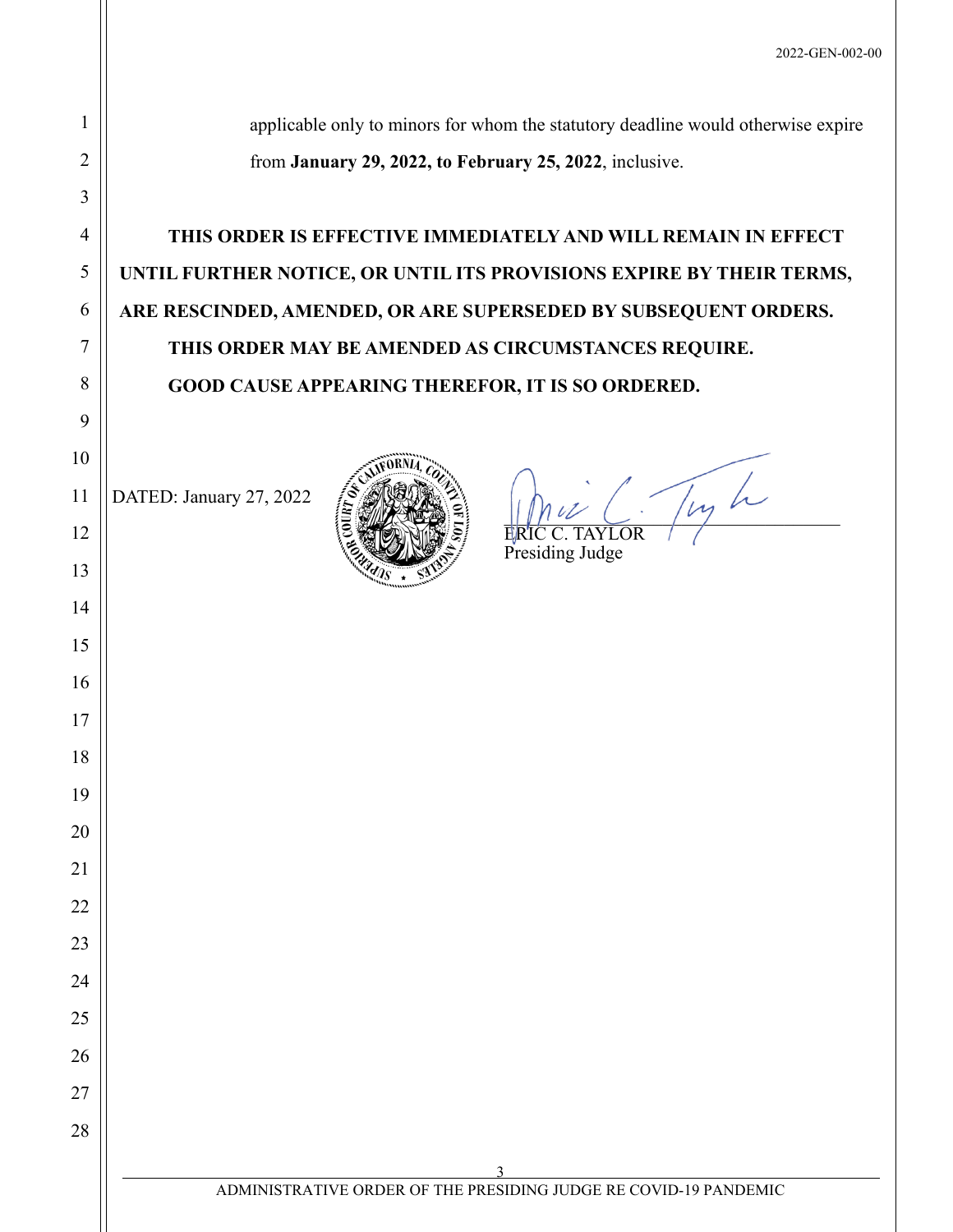applicable only to minors for whom the statutory deadline would otherwise expire from **January 29, 2022, to February 25, 2022**, inclusive.

**THIS ORDER IS EFFECTIVE IMMEDIATELY AND WILL REMAIN IN EFFECT UNTIL FURTHER NOTICE, OR UNTIL ITS PROVISIONS EXPIRE BY THEIR TERMS, ARE RESCINDED, AMENDED, OR ARE SUPERSEDED BY SUBSEQUENT ORDERS.**

**THIS ORDER MAY BE AMENDED AS CIRCUMSTANCES REQUIRE.**

**GOOD CAUSE APPEARING THEREFOR, IT IS SO ORDERED.**

DATED: January 27, 2022

ERIC C. TAYLOR
Presiding Judge